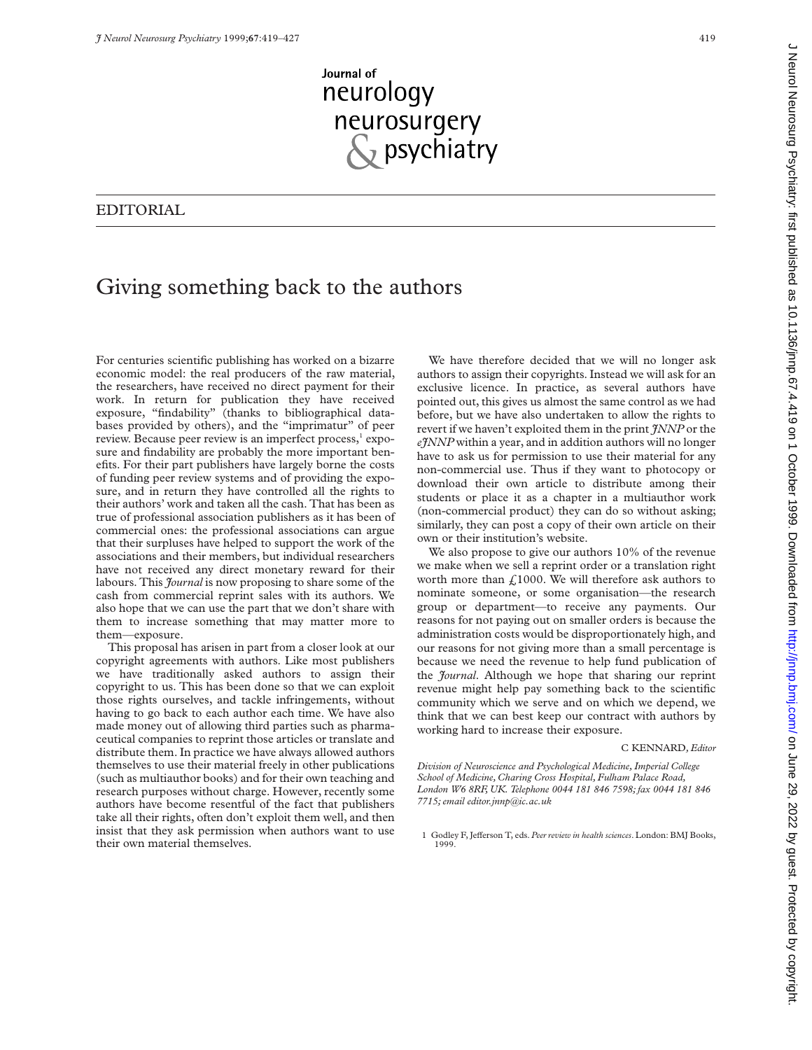# EDITORIAL

## Giving something back to the authors

For centuries scientific publishing has worked on a bizarre economic model: the real producers of the raw material, the researchers, have received no direct payment for their work. In return for publication they have received exposure, "findability" (thanks to bibliographical databases provided by others), and the "imprimatur" of peer review. Because peer review is an imperfect process,[1] exposure and findability are probably the more important benefits. For their part publishers have largely borne the costs of funding peer review systems and of providing the exposure, and in return they have controlled all the rights to their authors' work and taken all the cash. That has been as true of professional association publishers as it has been of commercial ones: the professional associations can argue that their surpluses have helped to support the work of the associations and their members, but individual researchers have not received any direct monetary reward for their labours. This *Journal* is now proposing to share some of the cash from commercial reprint sales with its authors. We also hope that we can use the part that we don't share with them to increase something that may matter more to them—exposure.

This proposal has arisen in part from a closer look at our copyright agreements with authors. Like most publishers we have traditionally asked authors to assign their copyright to us. This has been done so that we can exploit those rights ourselves, and tackle infringements, without having to go back to each author each time. We have also made money out of allowing third parties such as pharmaceutical companies to reprint those articles or translate and distribute them. In practice we have always allowed authors themselves to use their material freely in other publications (such as multiauthor books) and for their own teaching and research purposes without charge. However, recently some authors have become resentful of the fact that publishers take all their rights, often don't exploit them well, and then insist that they ask permission when authors want to use their own material themselves.

We have therefore decided that we will no longer ask authors to assign their copyrights. Instead we will ask for an exclusive licence. In practice, as several authors have pointed out, this gives us almost the same control as we had before, but we have also undertaken to allow the rights to revert if we haven't exploited them in the print *JNNP* or the *eJNNP* within a year, and in addition authors will no longer have to ask us for permission to use their material for any non-commercial use. Thus if they want to photocopy or download their own article to distribute among their students or place it as a chapter in a multiauthor work (non-commercial product) they can do so without asking; similarly, they can post a copy of their own article on their own or their institution's website.

We also propose to give our authors 10% of the revenue we make when we sell a reprint order or a translation right worth more than £1000. We will therefore ask authors to nominate someone, or some organisation—the research group or department—to receive any payments. Our reasons for not paying out on smaller orders is because the administration costs would be disproportionately high, and our reasons for not giving more than a small percentage is because we need the revenue to help fund publication of the *Journal*. Although we hope that sharing our reprint revenue might help pay something back to the scientific community which we serve and on which we depend, we think that we can best keep our contract with authors by working hard to increase their exposure.

C KENNARD, *Editor*

*Division of Neuroscience and Psychological Medicine, Imperial College School of Medicine, Charing Cross Hospital, Fulham Palace Road, London W6 8RF, UK. Telephone 0044 181 846 7598; fax 0044 181 846 7715; email editor.jnnp@ic.ac.uk*

1 Godley F, Jefferson T, eds. *Peer review in health sciences*. London: BMJ Books, 1999.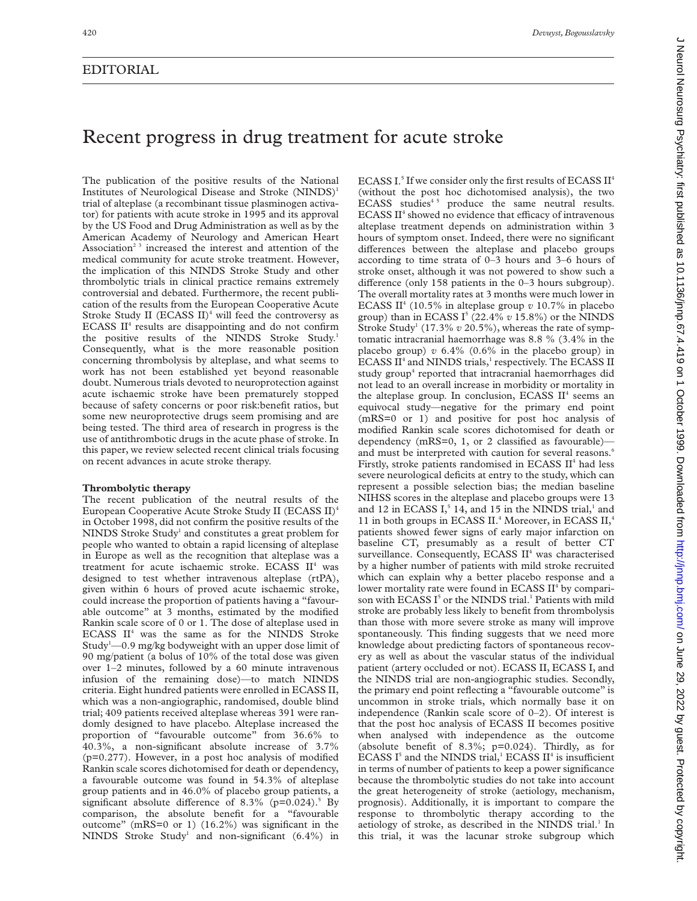## EDITORIAL

# Recent progress in drug treatment for acute stroke

The publication of the positive results of the National Institutes of Neurological Disease and Stroke (NINDS)[1] trial of alteplase (a recombinant tissue plasminogen activator) for patients with acute stroke in 1995 and its approval by the US Food and Drug Administration as well as by the American Academy of Neurology and American Heart Association[2 3] increased the interest and attention of the medical community for acute stroke treatment. However, the implication of this NINDS Stroke Study and other thrombolytic trials in clinical practice remains extremely controversial and debated. Furthermore, the recent publication of the results from the European Cooperative Acute Stroke Study II (ECASS II)[4] will feed the controversy as ECASS II[4] results are disappointing and do not confirm the positive results of the NINDS Stroke Study.[1] Consequently, what is the more reasonable position concerning thrombolysis by alteplase, and what seems to work has not been established yet beyond reasonable doubt. Numerous trials devoted to neuroprotection against acute ischaemic stroke have been prematurely stopped because of safety concerns or poor risk:benefit ratios, but some new neuroprotective drugs seem promising and are being tested. The third area of research in progress is the use of antithrombotic drugs in the acute phase of stroke. In this paper, we review selected recent clinical trials focusing on recent advances in acute stroke therapy.

**Thrombolytic therapy**

The recent publication of the neutral results of the European Cooperative Acute Stroke Study II (ECASS II)[4] in October 1998, did not confirm the positive results of the NINDS Stroke Study[1] and constitutes a great problem for people who wanted to obtain a rapid licensing of alteplase in Europe as well as the recognition that alteplase was a treatment for acute ischaemic stroke. ECASS II[4] was designed to test whether intravenous alteplase (rtPA), given within 6 hours of proved acute ischaemic stroke, could increase the proportion of patients having a "favourable outcome" at 3 months, estimated by the modified Rankin scale score of 0 or 1. The dose of alteplase used in ECASS II[4] was the same as for the NINDS Stroke Study[1]—0.9 mg/kg bodyweight with an upper dose limit of 90 mg/patient (a bolus of 10% of the total dose was given over 1–2 minutes, followed by a 60 minute intravenous infusion of the remaining dose)—to match NINDS criteria. Eight hundred patients were enrolled in ECASS II, which was a non-angiographic, randomised, double blind trial; 409 patients received alteplase whereas 391 were randomly designed to have placebo. Alteplase increased the proportion of "favourable outcome" from 36.6% to 40.3%, a non-significant absolute increase of 3.7% (p=0.277). However, in a post hoc analysis of modified Rankin scale scores dichotomised for death or dependency, a favourable outcome was found in 54.3% of alteplase group patients and in 46.0% of placebo group patients, a significant absolute difference of 8.3% (p=0.024).[5] By comparison, the absolute benefit for a "favourable outcome" (mRS=0 or 1) (16.2%) was significant in the NINDS Stroke Study[1] and non-significant (6.4%) in ECASS I.[5] If we consider only the first results of ECASS II[4] (without the post hoc dichotomised analysis), the two ECASS studies[4 5] produce the same neutral results. ECASS II[4] showed no evidence that efficacy of intravenous alteplase treatment depends on administration within 3 hours of symptom onset. Indeed, there were no significant differences between the alteplase and placebo groups according to time strata of 0–3 hours and 3–6 hours of stroke onset, although it was not powered to show such a difference (only 158 patients in the 0–3 hours subgroup). The overall mortality rates at 3 months were much lower in ECASS II[4] (10.5% in alteplase group *v* 10.7% in placebo group) than in ECASS I[5] (22.4% *v* 15.8%) or the NINDS Stroke Study[1] (17.3% *v* 20.5%), whereas the rate of symptomatic intracranial haemorrhage was 8.8 % (3.4% in the placebo group) *v* 6.4% (0.6% in the placebo group) in ECASS II[4] and NINDS trials,[1] respectively. The ECASS II study group[4] reported that intracranial haemorrhages did not lead to an overall increase in morbidity or mortality in the alteplase group. In conclusion, ECASS II[4] seems an equivocal study—negative for the primary end point (mRS=0 or 1) and positive for post hoc analysis of modified Rankin scale scores dichotomised for death or dependency (mRS=0, 1, or 2 classified as favourable)—and must be interpreted with caution for several reasons.[6] Firstly, stroke patients randomised in ECASS II[4] had less severe neurological deficits at entry to the study, which can represent a possible selection bias; the median baseline NIHSS scores in the alteplase and placebo groups were 13 and 12 in ECASS I,[5] 14, and 15 in the NINDS trial,[1] and 11 in both groups in ECASS II.[4] Moreover, in ECASS II,[4] patients showed fewer signs of early major infarction on baseline CT, presumably as a result of better CT surveillance. Consequently, ECASS II[4] was characterised by a higher number of patients with mild stroke recruited which can explain why a better placebo response and a lower mortality rate were found in ECASS II[4] by comparison with ECASS I[5] or the NINDS trial.[1] Patients with mild stroke are probably less likely to benefit from thrombolysis than those with more severe stroke as many will improve spontaneously. This finding suggests that we need more knowledge about predicting factors of spontaneous recovery as well as about the vascular status of the individual patient (artery occluded or not). ECASS II, ECASS I, and the NINDS trial are non-angiographic studies. Secondly, the primary end point reflecting a "favourable outcome" is uncommon in stroke trials, which normally base it on independence (Rankin scale score of 0–2). Of interest is that the post hoc analysis of ECASS II becomes positive when analysed with independence as the outcome (absolute benefit of 8.3%; p=0.024). Thirdly, as for ECASS I[5] and the NINDS trial,[1] ECASS II[4] is insufficient in terms of number of patients to keep a power significance because the thrombolytic studies do not take into account the great heterogeneity of stroke (aetiology, mechanism, prognosis). Additionally, it is important to compare the response to thrombolytic therapy according to the aetiology of stroke, as described in the NINDS trial.[1] In this trial, it was the lacunar stroke subgroup which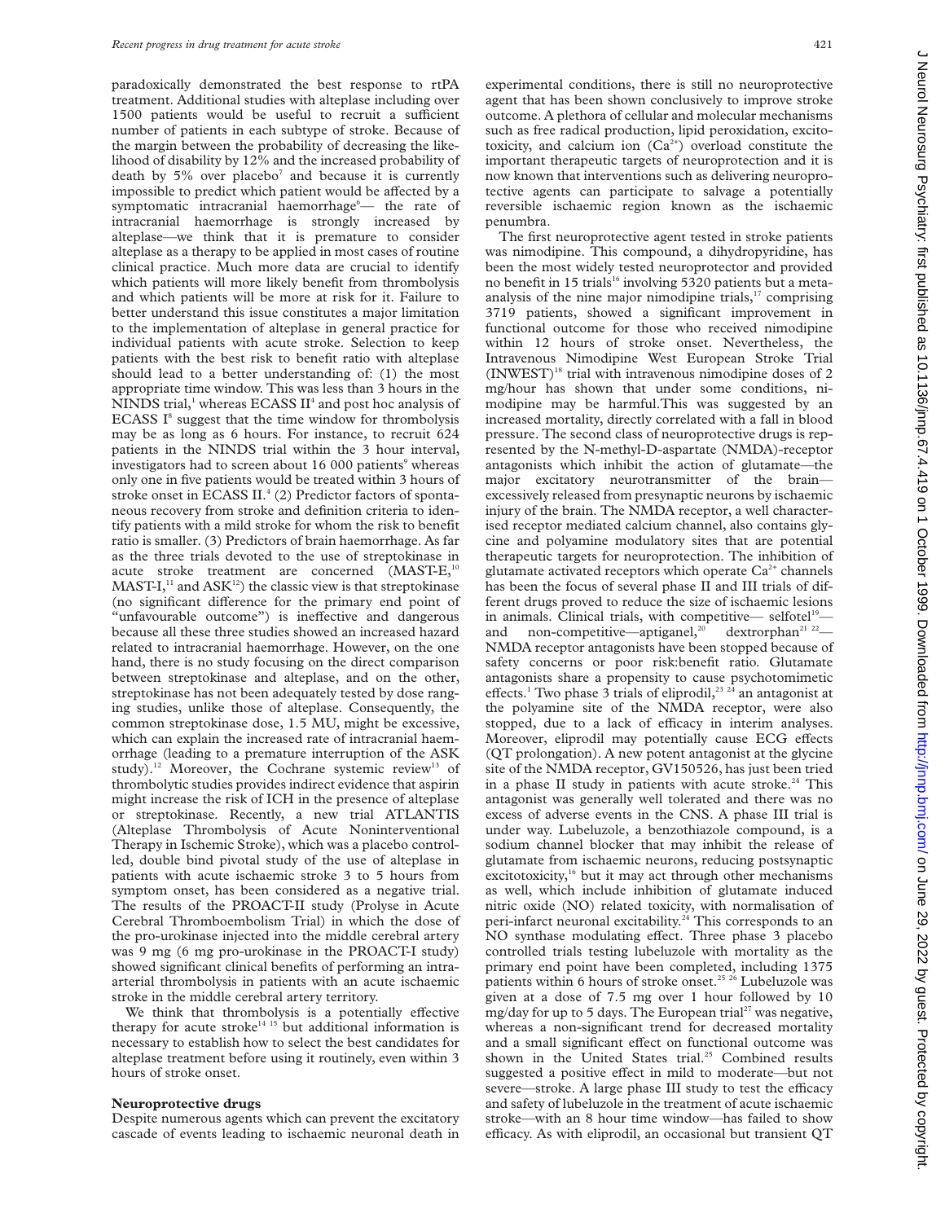paradoxically demonstrated the best response to rtPA treatment. Additional studies with alteplase including over 1500 patients would be useful to recruit a sufficient number of patients in each subtype of stroke. Because of the margin between the probability of decreasing the likelihood of disability by 12% and the increased probability of death by 5% over placebo[7] and because it is currently impossible to predict which patient would be affected by a symptomatic intracranial haemorrhage[6]— the rate of intracranial haemorrhage is strongly increased by alteplase—we think that it is premature to consider alteplase as a therapy to be applied in most cases of routine clinical practice. Much more data are crucial to identify which patients will more likely benefit from thrombolysis and which patients will be more at risk for it. Failure to better understand this issue constitutes a major limitation to the implementation of alteplase in general practice for individual patients with acute stroke. Selection to keep patients with the best risk to benefit ratio with alteplase should lead to a better understanding of: (1) the most appropriate time window. This was less than 3 hours in the NINDS trial,[1] whereas ECASS II[4] and post hoc analysis of ECASS I[8] suggest that the time window for thrombolysis may be as long as 6 hours. For instance, to recruit 624 patients in the NINDS trial within the 3 hour interval, investigators had to screen about 16 000 patients[9] whereas only one in five patients would be treated within 3 hours of stroke onset in ECASS II.[4] (2) Predictor factors of spontaneous recovery from stroke and definition criteria to identify patients with a mild stroke for whom the risk to benefit ratio is smaller. (3) Predictors of brain haemorrhage. As far as the three trials devoted to the use of streptokinase in acute stroke treatment are concerned (MAST-E,[10] MAST-I,[11] and ASK[12]) the classic view is that streptokinase (no significant difference for the primary end point of "unfavourable outcome") is ineffective and dangerous because all these three studies showed an increased hazard related to intracranial haemorrhage. However, on the one hand, there is no study focusing on the direct comparison between streptokinase and alteplase, and on the other, streptokinase has not been adequately tested by dose ranging studies, unlike those of alteplase. Consequently, the common streptokinase dose, 1.5 MU, might be excessive, which can explain the increased rate of intracranial haemorrhage (leading to a premature interruption of the ASK study).[12] Moreover, the Cochrane systemic review[13] of thrombolytic studies provides indirect evidence that aspirin might increase the risk of ICH in the presence of alteplase or streptokinase. Recently, a new trial ATLANTIS (Alteplase Thrombolysis of Acute Noninterventional Therapy in Ischemic Stroke), which was a placebo controlled, double bind pivotal study of the use of alteplase in patients with acute ischaemic stroke 3 to 5 hours from symptom onset, has been considered as a negative trial. The results of the PROACT-II study (Prolyse in Acute Cerebral Thromboembolism Trial) in which the dose of the pro-urokinase injected into the middle cerebral artery was 9 mg (6 mg pro-urokinase in the PROACT-I study) showed significant clinical benefits of performing an intraarterial thrombolysis in patients with an acute ischaemic stroke in the middle cerebral artery territory.

We think that thrombolysis is a potentially effective therapy for acute stroke[14 15] but additional information is necessary to establish how to select the best candidates for alteplase treatment before using it routinely, even within 3 hours of stroke onset.

### Neuroprotective drugs

Despite numerous agents which can prevent the excitatory cascade of events leading to ischaemic neuronal death in experimental conditions, there is still no neuroprotective agent that has been shown conclusively to improve stroke outcome. A plethora of cellular and molecular mechanisms such as free radical production, lipid peroxidation, excitotoxicity, and calcium ion ($Ca^{2+}$) overload constitute the important therapeutic targets of neuroprotection and it is now known that interventions such as delivering neuroprotective agents can participate to salvage a potentially reversible ischaemic region known as the ischaemic penumbra.

The first neuroprotective agent tested in stroke patients was nimodipine. This compound, a dihydropyridine, has been the most widely tested neuroprotector and provided no benefit in 15 trials[16] involving 5320 patients but a meta-analysis of the nine major nimodipine trials,[17] comprising 3719 patients, showed a significant improvement in functional outcome for those who received nimodipine within 12 hours of stroke onset. Nevertheless, the Intravenous Nimodipine West European Stroke Trial (INWEST)[18] trial with intravenous nimodipine doses of 2 mg/hour has shown that under some conditions, nimodipine may be harmful.This was suggested by an increased mortality, directly correlated with a fall in blood pressure. The second class of neuroprotective drugs is represented by the N-methyl-D-aspartate (NMDA)-receptor antagonists which inhibit the action of glutamate—the major excitatory neurotransmitter of the brain—excessively released from presynaptic neurons by ischaemic injury of the brain. The NMDA receptor, a well characterised receptor mediated calcium channel, also contains glycine and polyamine modulatory sites that are potential therapeutic targets for neuroprotection. The inhibition of glutamate activated receptors which operate $Ca^{2+}$ channels has been the focus of several phase II and III trials of different drugs proved to reduce the size of ischaemic lesions in animals. Clinical trials, with competitive— selfotel[19]— and non-competitive—aptiganel,[20] dextrorphan[21 22]— NMDA receptor antagonists have been stopped because of safety concerns or poor risk:benefit ratio. Glutamate antagonists share a propensity to cause psychotomimetic effects.[1] Two phase 3 trials of eliprodil,[23 24] an antagonist at the polyamine site of the NMDA receptor, were also stopped, due to a lack of efficacy in interim analyses. Moreover, eliprodil may potentially cause ECG effects (QT prolongation). A new potent antagonist at the glycine site of the NMDA receptor, GV150526, has just been tried in a phase II study in patients with acute stroke.[24] This antagonist was generally well tolerated and there was no excess of adverse events in the CNS. A phase III trial is under way. Lubeluzole, a benzothiazole compound, is a sodium channel blocker that may inhibit the release of glutamate from ischaemic neurons, reducing postsynaptic excitotoxicity,[16] but it may act through other mechanisms as well, which include inhibition of glutamate induced nitric oxide (NO) related toxicity, with normalisation of peri-infarct neuronal excitability.[24] This corresponds to an NO synthase modulating effect. Three phase 3 placebo controlled trials testing lubeluzole with mortality as the primary end point have been completed, including 1375 patients within 6 hours of stroke onset.[25 26] Lubeluzole was given at a dose of 7.5 mg over 1 hour followed by 10 mg/day for up to 5 days. The European trial[27] was negative, whereas a non-significant trend for decreased mortality and a small significant effect on functional outcome was shown in the United States trial.[25] Combined results suggested a positive effect in mild to moderate—but not severe—stroke. A large phase III study to test the efficacy and safety of lubeluzole in the treatment of acute ischaemic stroke—with an 8 hour time window—has failed to show efficacy. As with eliprodil, an occasional but transient QT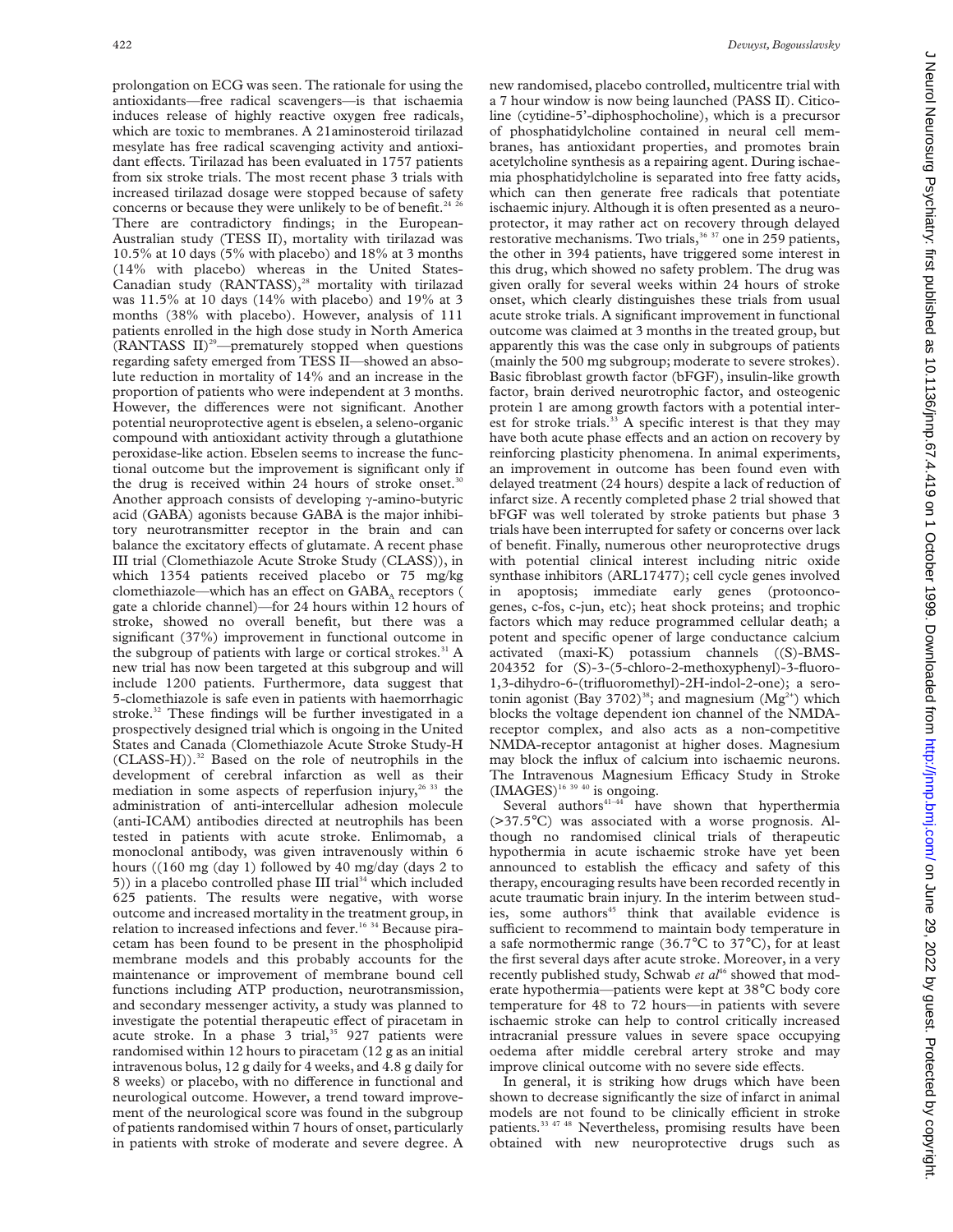prolongation on ECG was seen. The rationale for using the antioxidants—free radical scavengers—is that ischaemia induces release of highly reactive oxygen free radicals, which are toxic to membranes. A 21aminosteroid tirilazad mesylate has free radical scavenging activity and antioxidant effects. Tirilazad has been evaluated in 1757 patients from six stroke trials. The most recent phase 3 trials with increased tirilazad dosage were stopped because of safety concerns or because they were unlikely to be of benefit.[24 26] There are contradictory findings; in the European-Australian study (TESS II), mortality with tirilazad was 10.5% at 10 days (5% with placebo) and 18% at 3 months (14% with placebo) whereas in the United States-Canadian study (RANTASS),[28] mortality with tirilazad was 11.5% at 10 days (14% with placebo) and 19% at 3 months (38% with placebo). However, analysis of 111 patients enrolled in the high dose study in North America (RANTASS II)[29]—prematurely stopped when questions regarding safety emerged from TESS II—showed an absolute reduction in mortality of 14% and an increase in the proportion of patients who were independent at 3 months. However, the differences were not significant. Another potential neuroprotective agent is ebselen, a seleno-organic compound with antioxidant activity through a glutathione peroxidase-like action. Ebselen seems to increase the functional outcome but the improvement is significant only if the drug is received within 24 hours of stroke onset.[30] Another approach consists of developing γ-amino-butyric acid (GABA) agonists because GABA is the major inhibitory neurotransmitter receptor in the brain and can balance the excitatory effects of glutamate. A recent phase III trial (Clomethiazole Acute Stroke Study (CLASS)), in which 1354 patients received placebo or 75 mg/kg clomethiazole—which has an effect on $GABA_A$ receptors ( gate a chloride channel)—for 24 hours within 12 hours of stroke, showed no overall benefit, but there was a significant (37%) improvement in functional outcome in the subgroup of patients with large or cortical strokes.[31] A new trial has now been targeted at this subgroup and will include 1200 patients. Furthermore, data suggest that 5-clomethiazole is safe even in patients with haemorrhagic stroke.[32] These findings will be further investigated in a prospectively designed trial which is ongoing in the United States and Canada (Clomethiazole Acute Stroke Study-H (CLASS-H)).[32] Based on the role of neutrophils in the development of cerebral infarction as well as their mediation in some aspects of reperfusion injury,[26 33] the administration of anti-intercellular adhesion molecule (anti-ICAM) antibodies directed at neutrophils has been tested in patients with acute stroke. Enlimomab, a monoclonal antibody, was given intravenously within 6 hours ((160 mg (day 1) followed by 40 mg/day (days 2 to 5)) in a placebo controlled phase III trial[34] which included 625 patients. The results were negative, with worse outcome and increased mortality in the treatment group, in relation to increased infections and fever.[16 34] Because piracetam has been found to be present in the phospholipid membrane models and this probably accounts for the maintenance or improvement of membrane bound cell functions including ATP production, neurotransmission, and secondary messenger activity, a study was planned to investigate the potential therapeutic effect of piracetam in acute stroke. In a phase 3 trial,[35] 927 patients were randomised within 12 hours to piracetam (12 g as an initial intravenous bolus, 12 g daily for 4 weeks, and 4.8 g daily for 8 weeks) or placebo, with no difference in functional and neurological outcome. However, a trend toward improvement of the neurological score was found in the subgroup of patients randomised within 7 hours of onset, particularly in patients with stroke of moderate and severe degree. A new randomised, placebo controlled, multicentre trial with a 7 hour window is now being launched (PASS II). Citicoline (cytidine-5'-diphosphocholine), which is a precursor of phosphatidylcholine contained in neural cell membranes, has antioxidant properties, and promotes brain acetylcholine synthesis as a repairing agent. During ischaemia phosphatidylcholine is separated into free fatty acids, which can then generate free radicals that potentiate ischaemic injury. Although it is often presented as a neuroprotector, it may rather act on recovery through delayed restorative mechanisms. Two trials,[36 37] one in 259 patients, the other in 394 patients, have triggered some interest in this drug, which showed no safety problem. The drug was given orally for several weeks within 24 hours of stroke onset, which clearly distinguishes these trials from usual acute stroke trials. A significant improvement in functional outcome was claimed at 3 months in the treated group, but apparently this was the case only in subgroups of patients (mainly the 500 mg subgroup; moderate to severe strokes). Basic fibroblast growth factor (bFGF), insulin-like growth factor, brain derived neurotrophic factor, and osteogenic protein 1 are among growth factors with a potential interest for stroke trials.[33] A specific interest is that they may have both acute phase effects and an action on recovery by reinforcing plasticity phenomena. In animal experiments, an improvement in outcome has been found even with delayed treatment (24 hours) despite a lack of reduction of infarct size. A recently completed phase 2 trial showed that bFGF was well tolerated by stroke patients but phase 3 trials have been interrupted for safety or concerns over lack of benefit. Finally, numerous other neuroprotective drugs with potential clinical interest including nitric oxide synthase inhibitors (ARL17477); cell cycle genes involved in apoptosis; immediate early genes (protooncogenes, c-fos, c-jun, etc); heat shock proteins; and trophic factors which may reduce programmed cellular death; a potent and specific opener of large conductance calcium activated (maxi-K) potassium channels ((S)-BMS-204352 for (S)-3-(5-chloro-2-methoxyphenyl)-3-fluoro-1,3-dihydro-6-(trifluoromethyl)-2H-indol-2-one); a serotonin agonist (Bay 3702)[38]; and magnesium ($Mg^{2+}$) which blocks the voltage dependent ion channel of the NMDA-receptor complex, and also acts as a non-competitive NMDA-receptor antagonist at higher doses. Magnesium may block the influx of calcium into ischaemic neurons. The Intravenous Magnesium Efficacy Study in Stroke (IMAGES)[16 39 40] is ongoing.

Several authors[41–44] have shown that hyperthermia (>37.5°C) was associated with a worse prognosis. Although no randomised clinical trials of therapeutic hypothermia in acute ischaemic stroke have yet been announced to establish the efficacy and safety of this therapy, encouraging results have been recorded recently in acute traumatic brain injury. In the interim between studies, some authors[45] think that available evidence is sufficient to recommend to maintain body temperature in a safe normothermic range (36.7°C to 37°C), for at least the first several days after acute stroke. Moreover, in a very recently published study, Schwab *et al*[46] showed that moderate hypothermia—patients were kept at 38°C body core temperature for 48 to 72 hours—in patients with severe ischaemic stroke can help to control critically increased intracranial pressure values in severe space occupying oedema after middle cerebral artery stroke and may improve clinical outcome with no severe side effects.

In general, it is striking how drugs which have been shown to decrease significantly the size of infarct in animal models are not found to be clinically efficient in stroke patients.[33 47 48] Nevertheless, promising results have been obtained with new neuroprotective drugs such as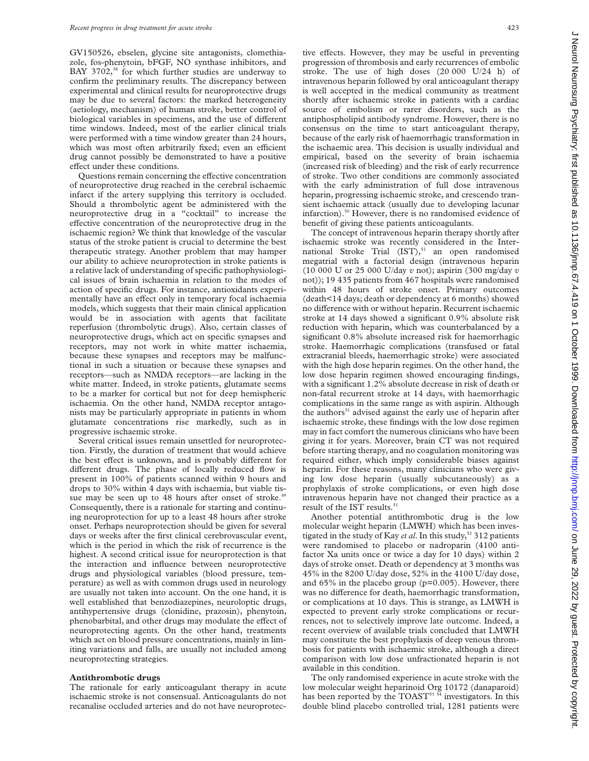GV150526, ebselen, glycine site antagonists, clomethiazole, fos-phenytoin, bFGF, NO synthase inhibitors, and BAY 3702,[38] for which further studies are underway to confirm the preliminary results. The discrepancy between experimental and clinical results for neuroprotective drugs may be due to several factors: the marked heterogeneity (aetiology, mechanism) of human stroke, better control of biological variables in specimens, and the use of different time windows. Indeed, most of the earlier clinical trials were performed with a time window greater than 24 hours, which was most often arbitrarily fixed; even an efficient drug cannot possibly be demonstrated to have a positive effect under these conditions.

Questions remain concerning the effective concentration of neuroprotective drug reached in the cerebral ischaemic infarct if the artery supplying this territory is occluded. Should a thrombolytic agent be administered with the neuroprotective drug in a "cocktail" to increase the effective concentration of the neuroprotective drug in the ischaemic region? We think that knowledge of the vascular status of the stroke patient is crucial to determine the best therapeutic strategy. Another problem that may hamper our ability to achieve neuroprotection in stroke patients is a relative lack of understanding of specific pathophysiological issues of brain ischaemia in relation to the modes of action of specific drugs. For instance, antioxidants experimentally have an effect only in temporary focal ischaemia models, which suggests that their main clinical application would be in association with agents that facilitate reperfusion (thrombolytic drugs). Also, certain classes of neuroprotective drugs, which act on specific synapses and receptors, may not work in white matter ischaemia, because these synapses and receptors may be malfunctional in such a situation or because these synapses and receptors—such as NMDA receptors—are lacking in the white matter. Indeed, in stroke patients, glutamate seems to be a marker for cortical but not for deep hemispheric ischaemia. On the other hand, NMDA receptor antagonists may be particularly appropriate in patients in whom glutamate concentrations rise markedly, such as in progressive ischaemic stroke.

Several critical issues remain unsettled for neuroprotection. Firstly, the duration of treatment that would achieve the best effect is unknown, and is probably different for different drugs. The phase of locally reduced flow is present in 100% of patients scanned within 9 hours and drops to 30% within 4 days with ischaemia, but viable tissue may be seen up to 48 hours after onset of stroke.[49] Consequently, there is a rationale for starting and continuing neuroprotection for up to a least 48 hours after stroke onset. Perhaps neuroprotection should be given for several days or weeks after the first clinical cerebrovascular event, which is the period in which the risk of recurrence is the highest. A second critical issue for neuroprotection is that the interaction and influence between neuroprotective drugs and physiological variables (blood pressure, temperature) as well as with common drugs used in neurology are usually not taken into account. On the one hand, it is well established that benzodiazepines, neuroloptic drugs, antihypertensive drugs (clonidine, prazosin), phenytoin, phenobarbital, and other drugs may modulate the effect of neuroprotecting agents. On the other hand, treatments which act on blood pressure concentrations, mainly in limiting variations and falls, are usually not included among neuroprotecting strategies.

## Antithrombotic drugs

The rationale for early anticoagulant therapy in acute ischaemic stroke is not consensual. Anticoagulants do not recanalise occluded arteries and do not have neuroprotective effects. However, they may be useful in preventing progression of thrombosis and early recurrences of embolic stroke. The use of high doses (20 000 U/24 h) of intravenous heparin followed by oral anticoagulant therapy is well accepted in the medical community as treatment shortly after ischaemic stroke in patients with a cardiac source of embolism or rarer disorders, such as the antiphospholipid antibody syndrome. However, there is no consensus on the time to start anticoagulant therapy, because of the early risk of haemorrhagic transformation in the ischaemic area. This decision is usually individual and empirical, based on the severity of brain ischaemia (increased risk of bleeding) and the risk of early recurrence of stroke. Two other conditions are commonly associated with the early administration of full dose intravenous heparin, progressing ischaemic stroke, and crescendo transient ischaemic attack (usually due to developing lacunar infarction).[50] However, there is no randomised evidence of benefit of giving these patients anticoagulants.

The concept of intravenous heparin therapy shortly after ischaemic stroke was recently considered in the International Stroke Trial (IST),[51] an open randomised megatrial with a factorial design (intravenous heparin (10 000 U or 25 000 U/day *v* not); aspirin (300 mg/day *v* not)); 19 435 patients from 467 hospitals were randomised within 48 hours of stroke onset. Primary outcomes (death<14 days; death or dependency at 6 months) showed no difference with or without heparin. Recurrent ischaemic stroke at 14 days showed a significant 0.9% absolute risk reduction with heparin, which was counterbalanced by a significant 0.8% absolute increased risk for haemorrhagic stroke. Haemorrhagic complications (transfused or fatal extracranial bleeds, haemorrhagic stroke) were associated with the high dose heparin regimes. On the other hand, the low dose heparin regimen showed encouraging findings, with a significant 1.2% absolute decrease in risk of death or non-fatal recurrent stroke at 14 days, with haemorrhagic complications in the same range as with aspirin. Although the authors[51] advised against the early use of heparin after ischaemic stroke, these findings with the low dose regimen may in fact comfort the numerous clinicians who have been giving it for years. Moreover, brain CT was not required before starting therapy, and no coagulation monitoring was required either, which imply considerable biases against heparin. For these reasons, many clinicians who were giving low dose heparin (usually subcutaneously) as a prophylaxis of stroke complications, or even high dose intravenous heparin have not changed their practice as a result of the IST results.[51]

Another potential antithrombotic drug is the low molecular weight heparin (LMWH) which has been investigated in the study of Kay *et al*. In this study,[52] 312 patients were randomised to placebo or nadroparin (4100 antifactor Xa units once or twice a day for 10 days) within 2 days of stroke onset. Death or dependency at 3 months was 45% in the 8200 U/day dose, 52% in the 4100 U/day dose, and 65% in the placebo group (p=0.005). However, there was no difference for death, haemorrhagic transformation, or complications at 10 days. This is strange, as LMWH is expected to prevent early stroke complications or recurrences, not to selectively improve late outcome. Indeed, a recent overview of available trials concluded that LMWH may constitute the best prophylaxis of deep venous thrombosis for patients with ischaemic stroke, although a direct comparison with low dose unfractionated heparin is not available in this condition.

The only randomised experience in acute stroke with the low molecular weight heparinoid Org 10172 (danaparoid) has been reported by the TOAST[53 54] investigators. In this double blind placebo controlled trial, 1281 patients were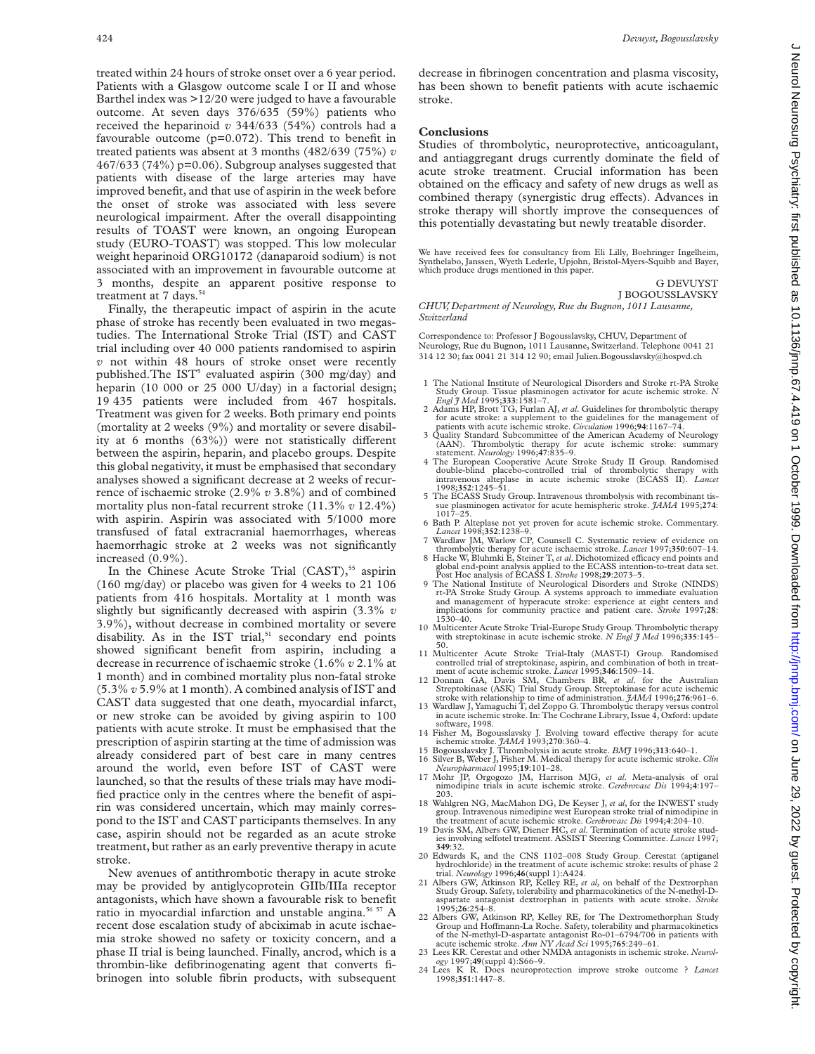treated within 24 hours of stroke onset over a 6 year period. Patients with a Glasgow outcome scale I or II and whose Barthel index was >12/20 were judged to have a favourable outcome. At seven days 376/635 (59%) patients who received the heparinoid *v* 344/633 (54%) controls had a favourable outcome (p=0.072). This trend to benefit in treated patients was absent at 3 months (482/639 (75%) *v* 467/633 (74%) p=0.06). Subgroup analyses suggested that patients with disease of the large arteries may have improved benefit, and that use of aspirin in the week before the onset of stroke was associated with less severe neurological impairment. After the overall disappointing results of TOAST were known, an ongoing European study (EURO-TOAST) was stopped. This low molecular weight heparinoid ORG10172 (danaparoid sodium) is not associated with an improvement in favourable outcome at 3 months, despite an apparent positive response to treatment at 7 days.[54]

Finally, the therapeutic impact of aspirin in the acute phase of stroke has recently been evaluated in two megastudies. The International Stroke Trial (IST) and CAST trial including over 40 000 patients randomised to aspirin *v* not within 48 hours of stroke onset were recently published. The IST[5] evaluated aspirin (300 mg/day) and heparin (10 000 or 25 000 U/day) in a factorial design; 19 435 patients were included from 467 hospitals. Treatment was given for 2 weeks. Both primary end points (mortality at 2 weeks (9%) and mortality or severe disability at 6 months (63%)) were not statistically different between the aspirin, heparin, and placebo groups. Despite this global negativity, it must be emphasised that secondary analyses showed a significant decrease at 2 weeks of recurrence of ischaemic stroke (2.9% *v* 3.8%) and of combined mortality plus non-fatal recurrent stroke (11.3% *v* 12.4%) with aspirin. Aspirin was associated with 5/1000 more transfused of fatal extracranial haemorrhages, whereas haemorrhagic stroke at 2 weeks was not significantly increased (0.9%).

In the Chinese Acute Stroke Trial (CAST),[55] aspirin (160 mg/day) or placebo was given for 4 weeks to 21 106 patients from 416 hospitals. Mortality at 1 month was slightly but significantly decreased with aspirin (3.3% *v* 3.9%), without decrease in combined mortality or severe disability. As in the IST trial,[51] secondary end points showed significant benefit from aspirin, including a decrease in recurrence of ischaemic stroke (1.6% *v* 2.1% at 1 month) and in combined mortality plus non-fatal stroke (5.3% *v* 5.9% at 1 month). A combined analysis of IST and CAST data suggested that one death, myocardial infarct, or new stroke can be avoided by giving aspirin to 100 patients with acute stroke. It must be emphasised that the prescription of aspirin starting at the time of admission was already considered part of best care in many centres around the world, even before IST of CAST were launched, so that the results of these trials may have modified practice only in the centres where the benefit of aspirin was considered uncertain, which may mainly correspond to the IST and CAST participants themselves. In any case, aspirin should not be regarded as an acute stroke treatment, but rather as an early preventive therapy in acute stroke.

New avenues of antithrombotic therapy in acute stroke may be provided by antiglycoprotein GIIb/IIIa receptor antagonists, which have shown a favourable risk to benefit ratio in myocardial infarction and unstable angina.[56 57] A recent dose escalation study of abciximab in acute ischaemia stroke showed no safety or toxicity concern, and a phase II trial is being launched. Finally, ancrod, which is a thrombin-like defibrinogenating agent that converts fibrinogen into soluble fibrin products, with subsequent decrease in fibrinogen concentration and plasma viscosity, has been shown to benefit patients with acute ischaemic stroke.

## Conclusions

Studies of thrombolytic, neuroprotective, anticoagulant, and antiaggregant drugs currently dominate the field of acute stroke treatment. Crucial information has been obtained on the efficacy and safety of new drugs as well as combined therapy (synergistic drug effects). Advances in stroke therapy will shortly improve the consequences of this potentially devastating but newly treatable disorder.

We have received fees for consultancy from Eli Lilly, Boehringer Ingelheim, Synthelabo, Janssen, Wyeth Lederle, Upjohn, Bristol-Myers-Squibb and Bayer, which produce drugs mentioned in this paper.

G DEVUYST
J BOGOUSSLAVSKY

*CHUV, Department of Neurology, Rue du Bugnon, 1011 Lausanne, Switzerland*

Correspondence to: Professor J Bogousslavsky, CHUV, Department of Neurology, Rue du Bugnon, 1011 Lausanne, Switzerland. Telephone 0041 21 314 12 30; fax 0041 21 314 12 90; email Julien.Bogousslavsky@hospvd.ch

1 The National Institute of Neurological Disorders and Stroke rt-PA Stroke Study Group. Tissue plasminogen activator for acute ischemic stroke. *N Engl J Med* 1995;**333**:1581–7.
2 Adams HP, Brott TG, Furlan AJ, *et al*. Guidelines for thrombolytic therapy for acute stroke: a supplement to the guidelines for the management of patients with acute ischemic stroke. *Circulation* 1996;**94**:1167–74.
3 Quality Standard Subcommittee of the American Academy of Neurology (AAN). Thrombolytic therapy for acute ischemic stroke: summary statement. *Neurology* 1996;**47**:835–9.
4 The European Cooperative Acute Stroke Study II Group. Randomised double-blind placebo-controlled trial of thrombolytic therapy with intravenous alteplase in acute ischemic stroke (ECASS II). *Lancet* 1998;**352**:1245–51.
5 The ECASS Study Group. Intravenous thrombolysis with recombinant tissue plasminogen activator for acute hemispheric stroke. *JAMA* 1995;**274**: 1017–25.
6 Bath P. Alteplase not yet proven for acute ischemic stroke. Commentary. *Lancet* 1998;**352**:1238–9.
7 Wardlaw JM, Warlow CP, Counsell C. Systematic review of evidence on thrombolytic therapy for acute ischaemic stroke. *Lancet* 1997;**350**:607–14.
8 Hacke W, Bluhmki E, Steiner T, *et al*. Dichotomized efficacy end points and global end-point analysis applied to the ECASS intention-to-treat data set. Post Hoc analysis of ECASS I. *Stroke* 1998;**29**:2073–5.
9 The National Institute of Neurological Disorders and Stroke (NINDS) rt-PA Stroke Study Group. A systems approach to immediate evaluation and management of hyperacute stroke: experience at eight centers and implications for community practice and patient care. *Stroke* 1997;**28**: 1530–40.
10 Multicenter Acute Stroke Trial-Europe Study Group. Thrombolytic therapy with streptokinase in acute ischemic stroke. *N Engl J Med* 1996;**335**:145–50.
11 Multicenter Acute Stroke Trial-Italy (MAST-I) Group. Randomised controlled trial of streptokinase, aspirin, and combination of both in treatment of acute ischemic stroke. *Lancet* 1995;**346**:1509–14.
12 Donnan GA, Davis SM, Chambers BR, *et al*. for the Australian Streptokinase (ASK) Trial Study Group. Streptokinase for acute ischemic stroke with relationship to time of administration. *JAMA* 1996;**276**:961–6.
13 Wardlaw J, Yamaguchi T, del Zoppo G. Thrombolytic therapy versus control in acute ischemic stroke. In: The Cochrane Library, Issue 4, Oxford: update software, 1998.
14 Fisher M, Bogousslavsky J. Evolving toward effective therapy for acute ischemic stroke. *JAMA* 1993;**270**:360–4.
15 Bogousslavsky J. Thrombolysis in acute stroke. *BMJ* 1996;**313**:640–1.
16 Silver B, Weber J, Fisher M. Medical therapy for acute ischemic stroke. *Clin Neuropharmacol* 1995;**19**:101–28.
17 Mohr JP, Orgogozo JM, Harrison MJG, *et al*. Meta-analysis of oral nimodipine trials in acute ischemic stroke. *Cerebrovasc Dis* 1994;**4**:197–203.
18 Wahlgren NG, MacMahon DG, De Keyser J, *et al*, for the INWEST study group. Intravenous nimedipine west European stroke trial of nimodipine in the treatment of acute ischemic stroke. *Cerebrovasc Dis* 1994;**4**:204–10.
19 Davis SM, Albers GW, Diener HC, *et al*. Termination of acute stroke studies involving selfotel treatment. ASSIST Steering Committee. *Lancet* 1997; **349**:32.
20 Edwards K, and the CNS 1102–008 Study Group. Cerestat (aptiganel hydrochloride) in the treatment of acute ischemic stroke: results of phase 2 trial. *Neurology* 1996;**46**(suppl 1):A424.
21 Albers GW, Atkinson RP, Kelley RE, *et al*, on behalf of the Dextrorphan Study Group. Safety, tolerability and pharmacokinetics of the N-methyl-D-aspartate antagonist dextrorphan in patients with acute stroke. *Stroke* 1995;**26**:254–8.
22 Albers GW, Atkinson RP, Kelley RE, for The Dextromethorphan Study Group and Hoffmann-La Roche. Safety, tolerability and pharmacokinetics of the N-methyl-D-aspartate antagonist Ro-01–6794/706 in patients with acute ischemic stroke. *Ann NY Acad Sci* 1995;**765**:249–61.
23 Lees KR. Cerestat and other NMDA antagonists in ischemic stroke. *Neurology* 1997;**49**(suppl 4):S66–9.
24 Lees K R. Does neuroprotection improve stroke outcome ? *Lancet* 1998;**351**:1447–8.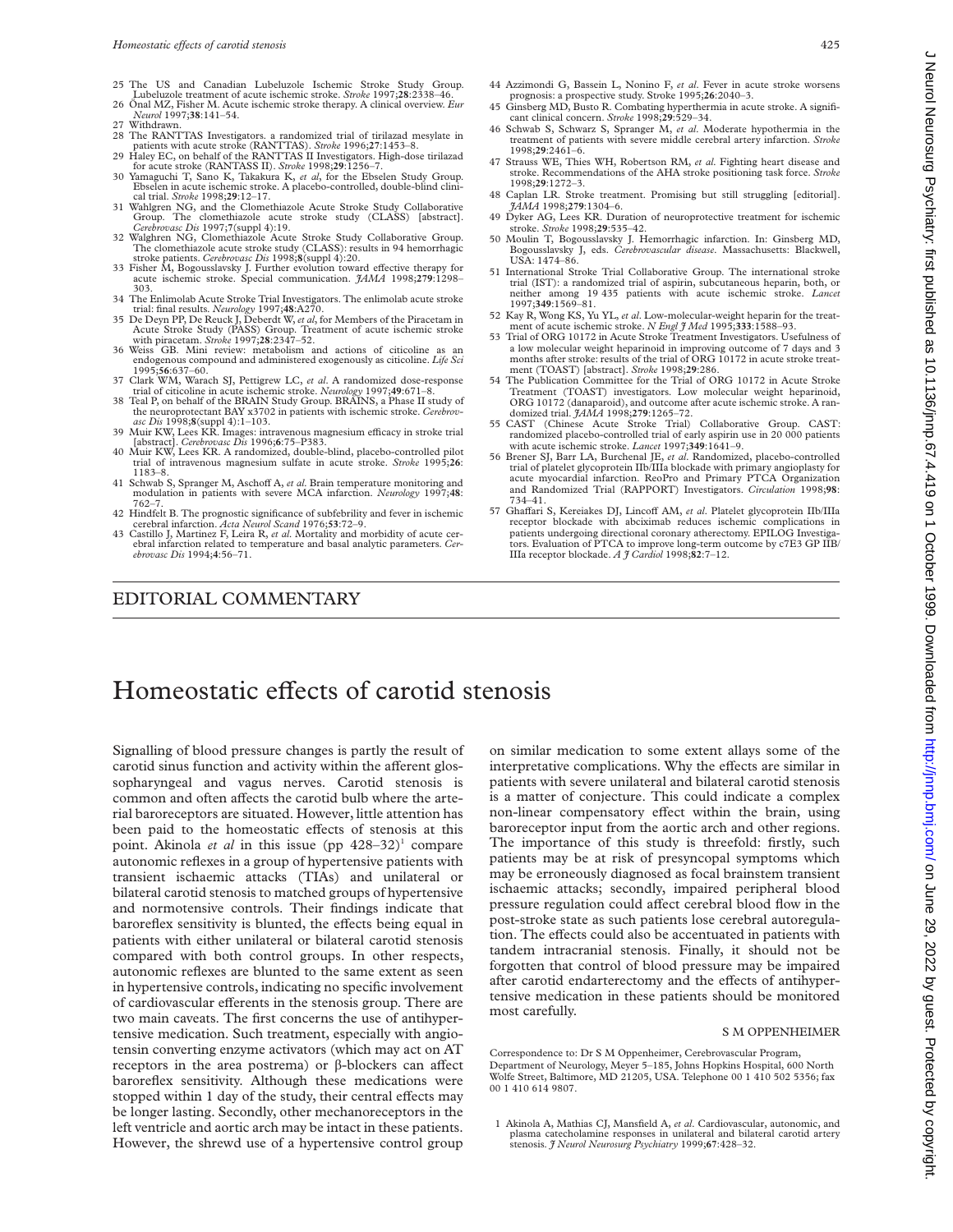25 The US and Canadian Lubeluzole Ischemic Stroke Study Group. Lubeluzole treatment of acute ischemic stroke. *Stroke* 1997;**28**:2338–46.
26 Önal MZ, Fisher M. Acute ischemic stroke therapy. A clinical overview. *Eur Neurol* 1997;**38**:141–54.
27 Withdrawn.
28 The RANTTAS Investigators. a randomized trial of tirilazad mesylate in patients with acute stroke (RANTTAS). *Stroke* 1996;**27**:1453–8.
29 Haley EC, on behalf of the RANTTAS II Investigators. High-dose tirilazad for acute stroke (RANTASS II). *Stroke* 1998;**29**:1256–7.
30 Yamaguchi T, Sano K, Takakura K, *et al*, for the Ebselen Study Group. Ebselen in acute ischemic stroke. A placebo-controlled, double-blind clinical trial. *Stroke* 1998;**29**:12–17.
31 Wahlgren NG, and the Clomethiazole Acute Stroke Study Collaborative Group. The clomethiazole acute stroke study (CLASS) [abstract]. *Cerebrovasc Dis* 1997;**7**(suppl 4):19.
32 Walgren NG, Clomethiazole Acute Stroke Study Collaborative Group. The clomethiazole acute stroke study (CLASS): results in 94 hemorrhagic stroke patients. *Cerebrovasc Dis* 1998;**8**(suppl 4):20.
33 Fisher M, Bogousslavsky J. Further evolution toward effective therapy for acute ischemic stroke. Special communication. *JAMA* 1998;**279**:1298–303.
34 The Enlimolab Acute Stroke Trial Investigators. The enlimolab acute stroke trial: final results. *Neurology* 1997;**48**:A270.
35 De Deyn PP, De Reuck J, Deberdt W, *et al*, for Members of the Piracetam in Acute Stroke Study (PASS) Group. Treatment of acute ischemic stroke with piracetam. *Stroke* 1997;**28**:2347–52.
36 Weiss GB. Mini review: metabolism and actions of citicoline as an endogenous compound and administered exogenously as citicoline. *Life Sci* 1995;**56**:637–60.
37 Clark WM, Warach SJ, Pettigrew LC, *et al*. A randomized dose-response trial of citicoline in acute ischemic stroke. *Neurology* 1997;**49**:671–8.
38 Teal P, on behalf of the BRAIN Study Group. BRAINS, a Phase II study of the neuroprotectant BAY x3702 in patients with ischemic stroke. *Cerebrovasc Dis* 1998;**8**(suppl 4):1–103.
39 Muir KW, Lees KR. Images: intravenous magnesium efficacy in stroke trial [abstract]. *Cerebrovasc Dis* 1996;**6**:75–P383.
40 Muir KW, Lees KR. A randomized, double-blind, placebo-controlled pilot trial of intravenous magnesium sulfate in acute stroke. *Stroke* 1995;**26**:1183–8.
41 Schwab S, Spranger M, Aschoff A, *et al*. Brain temperature monitoring and modulation in patients with severe MCA infarction. *Neurology* 1997;**48**:762–7.
42 Hindfelt B. The prognostic significance of subfebrility and fever in ischemic cerebral infarction. *Acta Neurol Scand* 1976;**53**:72–9.
43 Castillo J, Martinez F, Leira R, *et al*. Mortality and morbidity of acute cerebral infarction related to temperature and basal analytic parameters. *Cerebrovasc Dis* 1994;**4**:56–71.
44 Azzimondi G, Bassein L, Nonino F, *et al*. Fever in acute stroke worsens prognosis: a prospective study. Stroke 1995;**26**:2040–3.
45 Ginsberg MD, Busto R. Combating hyperthermia in acute stroke. A significant clinical concern. *Stroke* 1998;**29**:529–34.
46 Schwab S, Schwarz S, Spranger M, *et al*. Moderate hypothermia in the treatment of patients with severe middle cerebral artery infarction. *Stroke* 1998;**29**:2461–6.
47 Strauss WE, Thies WH, Robertson RM, *et al*. Fighting heart disease and stroke. Recommendations of the AHA stroke positioning task force. *Stroke* 1998;**29**:1272–3.
48 Caplan LR. Stroke treatment. Promising but still struggling [editorial]. *JAMA* 1998;**279**:1304–6.
49 Dyker AG, Lees KR. Duration of neuroprotective treatment for ischemic stroke. *Stroke* 1998;**29**:535–42.
50 Moulin T, Bogousslavsky J. Hemorrhagic infarction. In: Ginsberg MD, Bogousslavsky J, eds. *Cerebrovascular disease*. Massachusetts: Blackwell, USA: 1474–86.
51 International Stroke Trial Collaborative Group. The international stroke trial (IST): a randomized trial of aspirin, subcutaneous heparin, both, or neither among 19 435 patients with acute ischemic stroke. *Lancet* 1997;**349**:1569–81.
52 Kay R, Wong KS, Yu YL, *et al*. Low-molecular-weight heparin for the treatment of acute ischemic stroke. *N Engl J Med* 1995;**333**:1588–93.
53 Trial of ORG 10172 in Acute Stroke Treatment Investigators. Usefulness of a low molecular weight heparinoid in improving outcome of 7 days and 3 months after stroke: results of the trial of ORG 10172 in acute stroke treatment (TOAST) [abstract]. *Stroke* 1998;**29**:286.
54 The Publication Committee for the Trial of ORG 10172 in Acute Stroke Treatment (TOAST) investigators. Low molecular weight heparinoid, ORG 10172 (danaparoid), and outcome after acute ischemic stroke. A randomized trial. *JAMA* 1998;**279**:1265–72.
55 CAST (Chinese Acute Stroke Trial) Collaborative Group. CAST: randomized placebo-controlled trial of early aspirin use in 20 000 patients with acute ischemic stroke. *Lancet* 1997;**349**:1641–9.
56 Brener SJ, Barr LA, Burchenal JE, *et al*. Randomized, placebo-controlled trial of platelet glycoprotein IIb/IIIa blockade with primary angioplasty for acute myocardial infarction. ReoPro and Primary PTCA Organization and Randomized Trial (RAPPORT) Investigators. *Circulation* 1998;**98**:734–41.
57 Ghaffari S, Kereiakes DJ, Lincoff AM, *et al*. Platelet glycoprotein IIb/IIIa receptor blockade with abciximab reduces ischemic complications in patients undergoing directional coronary atherectomy. EPILOG Investigators. Evaluation of PTCA to improve long-term outcome by c7E3 GP IIB/IIIa receptor blockade. *A J Cardiol* 1998;**82**:7–12.

## EDITORIAL COMMENTARY

# Homeostatic effects of carotid stenosis

Signalling of blood pressure changes is partly the result of carotid sinus function and activity within the afferent glossopharyngeal and vagus nerves. Carotid stenosis is common and often affects the carotid bulb where the arterial baroreceptors are situated. However, little attention has been paid to the homeostatic effects of stenosis at this point. Akinola *et al* in this issue (pp 428–32)[1] compare autonomic reflexes in a group of hypertensive patients with transient ischaemic attacks (TIAs) and unilateral or bilateral carotid stenosis to matched groups of hypertensive and normotensive controls. Their findings indicate that baroreflex sensitivity is blunted, the effects being equal in patients with either unilateral or bilateral carotid stenosis compared with both control groups. In other respects, autonomic reflexes are blunted to the same extent as seen in hypertensive controls, indicating no specific involvement of cardiovascular efferents in the stenosis group. There are two main caveats. The first concerns the use of antihypertensive medication. Such treatment, especially with angiotensin converting enzyme activators (which may act on AT receptors in the area postrema) or β-blockers can affect baroreflex sensitivity. Although these medications were stopped within 1 day of the study, their central effects may be longer lasting. Secondly, other mechanoreceptors in the left ventricle and aortic arch may be intact in these patients. However, the shrewd use of a hypertensive control group on similar medication to some extent allays some of the interpretative complications. Why the effects are similar in patients with severe unilateral and bilateral carotid stenosis is a matter of conjecture. This could indicate a complex non-linear compensatory effect within the brain, using baroreceptor input from the aortic arch and other regions. The importance of this study is threefold: firstly, such patients may be at risk of presyncopal symptoms which may be erroneously diagnosed as focal brainstem transient ischaemic attacks; secondly, impaired peripheral blood pressure regulation could affect cerebral blood flow in the post-stroke state as such patients lose cerebral autoregulation. The effects could also be accentuated in patients with tandem intracranial stenosis. Finally, it should not be forgotten that control of blood pressure may be impaired after carotid endarterectomy and the effects of antihypertensive medication in these patients should be monitored most carefully.

S M OPPENHEIMER

Correspondence to: Dr S M Oppenheimer, Cerebrovascular Program, Department of Neurology, Meyer 5–185, Johns Hopkins Hospital, 600 North Wolfe Street, Baltimore, MD 21205, USA. Telephone 00 1 410 502 5356; fax 00 1 410 614 9807.

1 Akinola A, Mathias CJ, Mansfield A, *et al*. Cardiovascular, autonomic, and plasma catecholamine responses in unilateral and bilateral carotid artery stenosis. *J Neurol Neurosurg Psychiatry* 1999;**67**:428–32.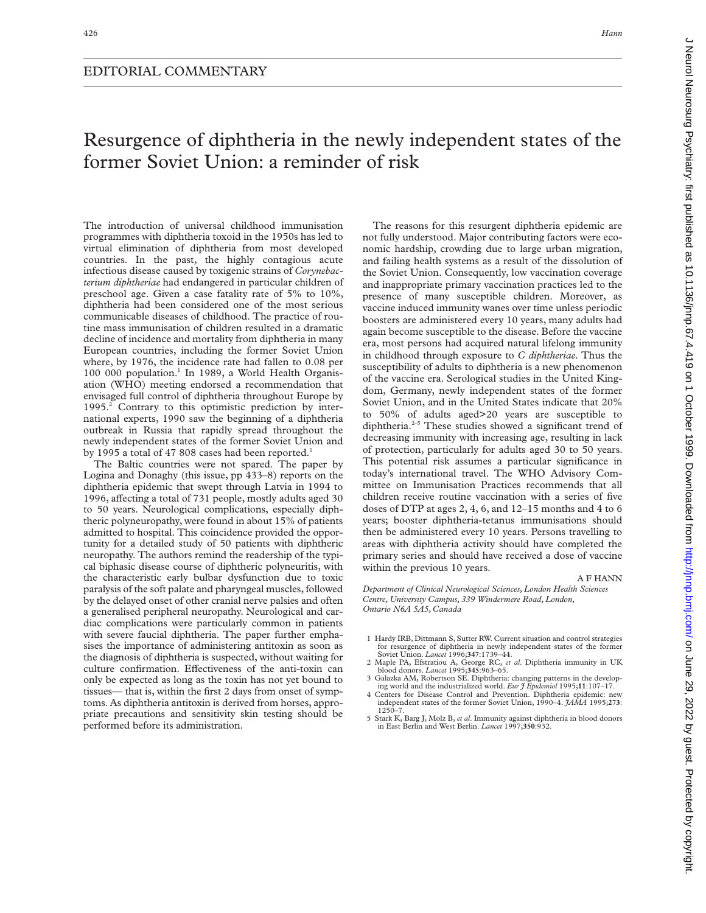## EDITORIAL COMMENTARY

# Resurgence of diphtheria in the newly independent states of the former Soviet Union: a reminder of risk

The introduction of universal childhood immunisation programmes with diphtheria toxoid in the 1950s has led to virtual elimination of diphtheria from most developed countries. In the past, the highly contagious acute infectious disease caused by toxigenic strains of *Corynebacterium diphtheriae* had endangered in particular children of preschool age. Given a case fatality rate of 5% to 10%, diphtheria had been considered one of the most serious communicable diseases of childhood. The practice of routine mass immunisation of children resulted in a dramatic decline of incidence and mortality from diphtheria in many European countries, including the former Soviet Union where, by 1976, the incidence rate had fallen to 0.08 per 100 000 population.[1] In 1989, a World Health Organisation (WHO) meeting endorsed a recommendation that envisaged full control of diphtheria throughout Europe by 1995.[2] Contrary to this optimistic prediction by international experts, 1990 saw the beginning of a diphtheria outbreak in Russia that rapidly spread throughout the newly independent states of the former Soviet Union and by 1995 a total of 47 808 cases had been reported.[1]

The Baltic countries were not spared. The paper by Logina and Donaghy (this issue, pp 433–8) reports on the diphtheria epidemic that swept through Latvia in 1994 to 1996, affecting a total of 731 people, mostly adults aged 30 to 50 years. Neurological complications, especially diphtheric polyneuropathy, were found in about 15% of patients admitted to hospital. This coincidence provided the opportunity for a detailed study of 50 patients with diphtheric neuropathy. The authors remind the readership of the typical biphasic disease course of diphtheric polyneuritis, with the characteristic early bulbar dysfunction due to toxic paralysis of the soft palate and pharyngeal muscles, followed by the delayed onset of other cranial nerve palsies and often a generalised peripheral neuropathy. Neurological and cardiac complications were particularly common in patients with severe faucial diphtheria. The paper further emphasises the importance of administering antitoxin as soon as the diagnosis of diphtheria is suspected, without waiting for culture confirmation. Effectiveness of the anti-toxin can only be expected as long as the toxin has not yet bound to tissues— that is, within the first 2 days from onset of symptoms. As diphtheria antitoxin is derived from horses, appropriate precautions and sensitivity skin testing should be performed before its administration.

The reasons for this resurgent diphtheria epidemic are not fully understood. Major contributing factors were economic hardship, crowding due to large urban migration, and failing health systems as a result of the dissolution of the Soviet Union. Consequently, low vaccination coverage and inappropriate primary vaccination practices led to the presence of many susceptible children. Moreover, as vaccine induced immunity wanes over time unless periodic boosters are administered every 10 years, many adults had again become susceptible to the disease. Before the vaccine era, most persons had acquired natural lifelong immunity in childhood through exposure to *C diphtheriae*. Thus the susceptibility of adults to diphtheria is a new phenomenon of the vaccine era. Serological studies in the United Kingdom, Germany, newly independent states of the former Soviet Union, and in the United States indicate that 20% to 50% of adults aged>20 years are susceptible to diphtheria.[2–5] These studies showed a significant trend of decreasing immunity with increasing age, resulting in lack of protection, particularly for adults aged 30 to 50 years. This potential risk assumes a particular significance in today's international travel. The WHO Advisory Committee on Immunisation Practices recommends that all children receive routine vaccination with a series of five doses of DTP at ages 2, 4, 6, and 12–15 months and 4 to 6 years; booster diphtheria-tetanus immunisations should then be administered every 10 years. Persons travelling to areas with diphtheria activity should have completed the primary series and should have received a dose of vaccine within the previous 10 years.

A F HANN

*Department of Clinical Neurological Sciences, London Health Sciences Centre, University Campus, 339 Windermere Road, London, Ontario N6A 5A5, Canada*

1 Hardy IRB, Dittmann S, Sutter RW. Current situation and control strategies for resurgence of diphtheria in newly independent states of the former Soviet Union. *Lancet* 1996;**347**:1739–44.
2 Maple PA, Efstratiou A, George RC, *et al*. Diphtheria immunity in UK blood donors. *Lancet* 1995;**345**:963–65.
3 Galazka AM, Robertson SE. Diphtheria: changing patterns in the developing world and the industrialized world. *Eur J Epidemiol* 1995;**11**:107–17.
4 Centers for Disease Control and Prevention. Diphtheria epidemic: new independent states of the former Soviet Union, 1990–4. *JAMA* 1995;**273**:1250–7.
5 Stark K, Barg J, Molz B, *et al*. Immunity against diphtheria in blood donors in East Berlin and West Berlin. *Lancet* 1997;**350**:932.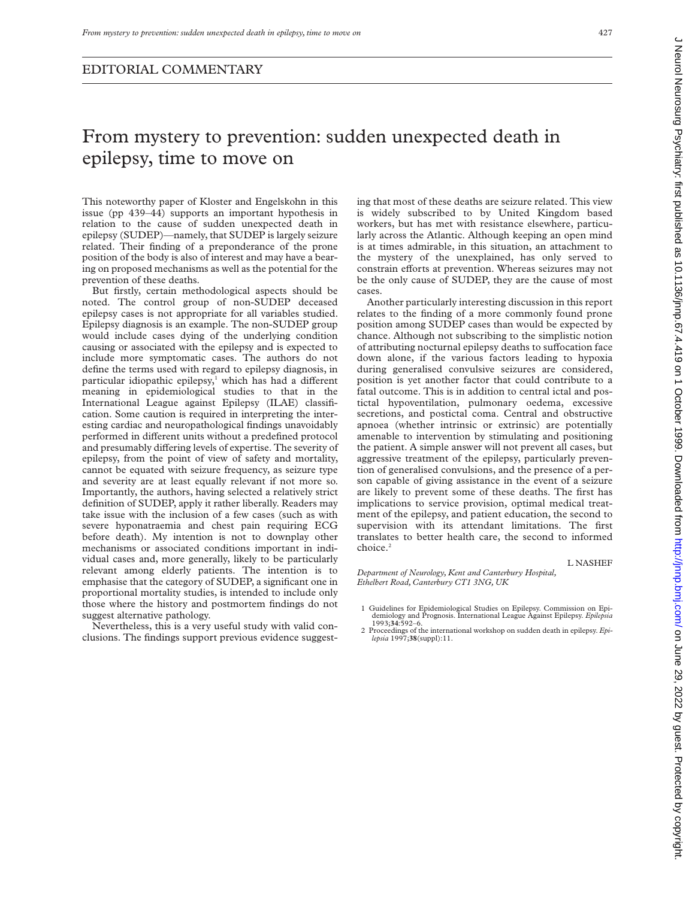## EDITORIAL COMMENTARY

# From mystery to prevention: sudden unexpected death in epilepsy, time to move on

This noteworthy paper of Kloster and Engelskohn in this issue (pp 439–44) supports an important hypothesis in relation to the cause of sudden unexpected death in epilepsy (SUDEP)—namely, that SUDEP is largely seizure related. Their finding of a preponderance of the prone position of the body is also of interest and may have a bearing on proposed mechanisms as well as the potential for the prevention of these deaths.

But firstly, certain methodological aspects should be noted. The control group of non-SUDEP deceased epilepsy cases is not appropriate for all variables studied. Epilepsy diagnosis is an example. The non-SUDEP group would include cases dying of the underlying condition causing or associated with the epilepsy and is expected to include more symptomatic cases. The authors do not define the terms used with regard to epilepsy diagnosis, in particular idiopathic epilepsy,[1] which has had a different meaning in epidemiological studies to that in the International League against Epilepsy (ILAE) classification. Some caution is required in interpreting the interesting cardiac and neuropathological findings unavoidably performed in different units without a predefined protocol and presumably differing levels of expertise. The severity of epilepsy, from the point of view of safety and mortality, cannot be equated with seizure frequency, as seizure type and severity are at least equally relevant if not more so. Importantly, the authors, having selected a relatively strict definition of SUDEP, apply it rather liberally. Readers may take issue with the inclusion of a few cases (such as with severe hyponatraemia and chest pain requiring ECG before death). My intention is not to downplay other mechanisms or associated conditions important in individual cases and, more generally, likely to be particularly relevant among elderly patients. The intention is to emphasise that the category of SUDEP, a significant one in proportional mortality studies, is intended to include only those where the history and postmortem findings do not suggest alternative pathology.

Nevertheless, this is a very useful study with valid conclusions. The findings support previous evidence suggesting that most of these deaths are seizure related. This view is widely subscribed to by United Kingdom based workers, but has met with resistance elsewhere, particularly across the Atlantic. Although keeping an open mind is at times admirable, in this situation, an attachment to the mystery of the unexplained, has only served to constrain efforts at prevention. Whereas seizures may not be the only cause of SUDEP, they are the cause of most cases.

Another particularly interesting discussion in this report relates to the finding of a more commonly found prone position among SUDEP cases than would be expected by chance. Although not subscribing to the simplistic notion of attributing nocturnal epilepsy deaths to suffocation face down alone, if the various factors leading to hypoxia during generalised convulsive seizures are considered, position is yet another factor that could contribute to a fatal outcome. This is in addition to central ictal and postictal hypoventilation, pulmonary oedema, excessive secretions, and postictal coma. Central and obstructive apnoea (whether intrinsic or extrinsic) are potentially amenable to intervention by stimulating and positioning the patient. A simple answer will not prevent all cases, but aggressive treatment of the epilepsy, particularly prevention of generalised convulsions, and the presence of a person capable of giving assistance in the event of a seizure are likely to prevent some of these deaths. The first has implications to service provision, optimal medical treatment of the epilepsy, and patient education, the second to supervision with its attendant limitations. The first translates to better health care, the second to informed choice.[2]

L NASHEF

*Department of Neurology, Kent and Canterbury Hospital, Ethelbert Road, Canterbury CT1 3NG, UK*

1 Guidelines for Epidemiological Studies on Epilepsy. Commission on Epidemiology and Prognosis. International League Against Epilepsy. *Epilepsia* 1993;**34**:592–6.

2 Proceedings of the international workshop on sudden death in epilepsy. *Epilepsia* 1997;**38**(suppl):11.